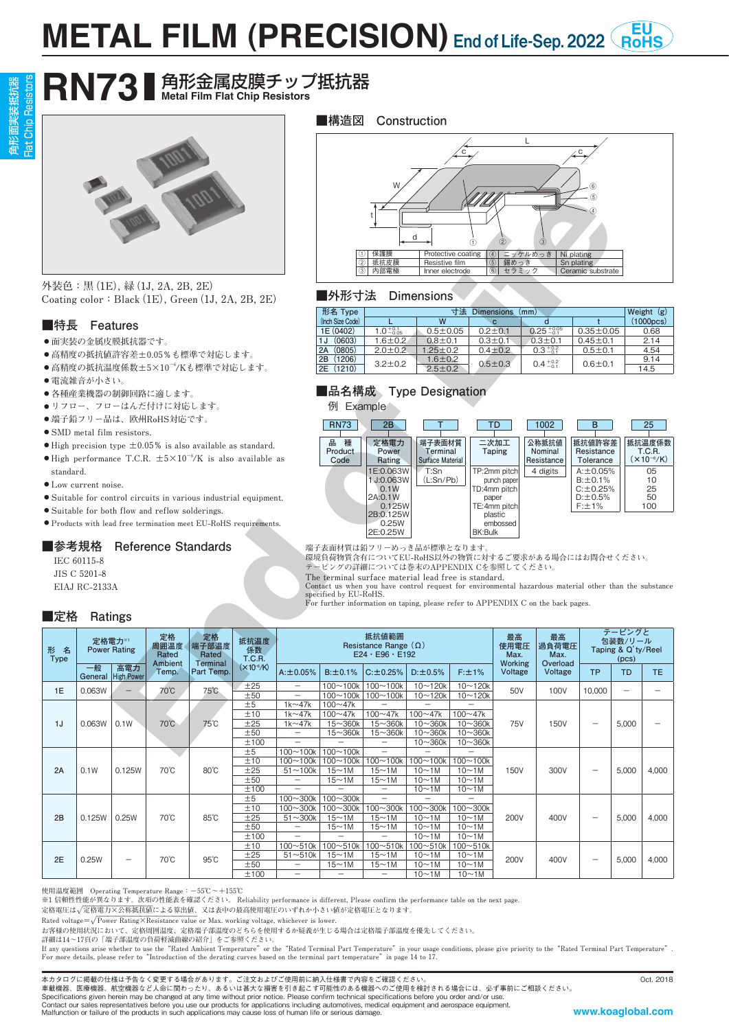# METAL FILM (PRECISION) End of Life-Sep. 2022 EU RoHS

# RN73 角形金属皮膜チップ抵抗器 Metal Film Flat Chip Resistors

外装色：黒 (1E)、緑 (1J, 2A, 2B, 2E)
Coating color：Black (1E), Green (1J, 2A, 2B, 2E)

## ■特長 Features

- 面実装の金属皮膜抵抗器です。
- 高精度の抵抗値許容差±0.05％も標準で対応します。
- 高精度の抵抗温度係数±5×10⁻⁶/Kも標準で対応します。
- 電流雑音が小さい。
- 各種産業機器の制御回路に適します。
- リフロー、フローはんだ付けに対応します。
- 端子鉛フリー品は、欧州RoHS対応です。
- SMD metal film resistors.
- High precision type ±0.05% is also available as standard.
- High performance T.C.R. $\pm5\times10^{-6}$/K is also available as standard.
- Low current noise.
- Suitable for control circuits in various industrial equipment.
- Suitable for both flow and reflow solderings.
- Products with lead free termination meet EU-RoHS requirements.

## ■参考規格 Reference Standards

IEC 60115-8
JIS C 5201-8
EIAJ RC-2133A

## ■構造図 Construction

| | | | | | |
|---|---|---|---|---|---|
| ① | 保護膜 | Protective coating | ④ | ニッケルめっき | Ni plating |
| ② | 抵抗皮膜 | Resistive film | ⑤ | 錫めっき | Sn plating |
| ③ | 内部電極 | Inner electrode | ⑥ | セラミック | Ceramic substrate |

## ■外形寸法 Dimensions

| 形名 Type (Inch Size Code) | L | W | c | d | t | Weight (g) (1000pcs) |
|---|---|---|---|---|---|---|
| 1E (0402) | $1.0^{+0.1}_{-0.05}$ | 0.5±0.05 | 0.2±0.1 | $0.25^{+0.05}_{-0.1}$ | 0.35±0.05 | 0.68 |
| 1J (0603) | 1.6±0.2 | 0.8±0.1 | 0.3±0.1 | 0.3±0.1 | 0.45±0.1 | 2.14 |
| 2A (0805) | 2.0±0.2 | 1.25±0.2 | 0.4±0.2 | $0.3^{+0.2}_{-0.1}$ | 0.5±0.1 | 4.54 |
| 2B (1206) | 3.2±0.2 | 1.6±0.2 | 0.5±0.3 | $0.4^{+0.2}_{-0.1}$ | 0.6±0.1 | 9.14 |
| 2E (1210) | 3.2±0.2 | 2.5±0.2 | 0.5±0.3 | $0.4^{+0.2}_{-0.1}$ | 0.6±0.1 | 14.5 |

寸法 Dimensions (mm)

## ■品名構成 Type Designation

例 Example

| RN73 | 2B | T | TD | 1002 | B | 25 |
|---|---|---|---|---|---|---|
| 品種 Product Code | 定格電力 Power Rating | 端子表面材質 Terminal Surface Material | 二次加工 Taping | 公称抵抗値 Nominal Resistance | 抵抗値許容差 Resistance Tolerance | 抵抗温度係数 T.C.R. ($\times10^{-6}$/K) |
| | 1E:0.063W<br>1J:0.063W<br>0.1W<br>2A:0.1W<br>0.125W<br>2B:0.125W<br>0.25W<br>2E:0.25W | T:Sn<br>(L:Sn/Pb) | TP:2mm pitch punch paper<br>TD:4mm pitch paper<br>TE:4mm pitch plastic embossed<br>BK:Bulk | 4 digits | A:±0.05%<br>B:±0.1%<br>C:±0.25%<br>D:±0.5%<br>F:±1% | 05<br>10<br>25<br>50<br>100 |

端子表面材質は鉛フリーめっき品が標準となります。
環境負荷物質含有についてEU-RoHS以外の物質に対するご要求がある場合にはお問合せください。
テーピングの詳細については巻末のAPPENDIX Cを参照してください。
The terminal surface material lead free is standard.
Contact us when you have control request for environmental hazardous material other than the substance specified by EU-RoHS.
For further information on taping, please refer to APPENDIX C on the back pages.

## ■定格 Ratings

| 形名 Type | 定格電力※1 Power Rating 一般 General | 高電力 High Power | 定格周囲温度 Rated Ambient Temp. | 定格端子部温度 Rated Terminal Part Temp. | 抵抗温度係数 T.C.R. ($\times10^{-6}$/K) | A:±0.05% | B:±0.1% | C:±0.25% | D:±0.5% | F:±1% | 最高使用電圧 Max. Working Voltage | 最高過負荷電圧 Max. Overload Voltage | TP | TD | TE |
|---|---|---|---|---|---|---|---|---|---|---|---|---|---|---|---|
| | | | | | | 抵抗値範囲 Resistance Range (Ω) E24・E96・E192 | | | | | | | テーピングと包装数/リール Taping & Q'ty/Reel (pcs) | | |
| 1E | 0.063W | — | 70℃ | 75℃ | ±25 | — | 100〜100k | 100〜100k | 10〜120k | 10〜120k | 50V | 100V | 10,000 | — | — |
| | | | | | ±50 | — | 100〜100k | 100〜100k | 10〜120k | 10〜120k | | | | | |
| 1J | 0.063W | 0.1W | 70℃ | 75℃ | ±5 | 1k〜47k | 100〜47k | — | — | — | 75V | 150V | — | 5,000 | — |
| | | | | | ±10 | 1k〜47k | 100〜47k | 100〜47k | 100〜47k | 100〜47k | | | | | |
| | | | | | ±25 | 1k〜47k | 15〜360k | 15〜360k | 10〜360k | 10〜360k | | | | | |
| | | | | | ±50 | — | 15〜360k | 15〜360k | 10〜360k | 10〜360k | | | | | |
| | | | | | ±100 | — | — | — | 10〜360k | 10〜360k | | | | | |
| 2A | 0.1W | 0.125W | 70℃ | 80℃ | ±5 | 100〜100k | 100〜100k | — | — | — | 150V | 300V | — | 5,000 | 4,000 |
| | | | | | ±10 | 100〜100k | 100〜100k | 100〜100k | 100〜100k | 100〜100k | | | | | |
| | | | | | ±25 | 51〜100k | 15〜1M | 15〜1M | 10〜1M | 10〜1M | | | | | |
| | | | | | ±50 | — | 15〜1M | 15〜1M | 10〜1M | 10〜1M | | | | | |
| | | | | | ±100 | — | — | — | 10〜1M | 10〜1M | | | | | |
| 2B | 0.125W | 0.25W | 70℃ | 85℃ | ±5 | 100〜300k | 100〜300k | — | — | — | 200V | 400V | — | 5,000 | 4,000 |
| | | | | | ±10 | 100〜300k | 100〜300k | 100〜300k | 100〜300k | 100〜300k | | | | | |
| | | | | | ±25 | 51〜300k | 15〜1M | 15〜1M | 10〜1M | 10〜1M | | | | | |
| | | | | | ±50 | — | 15〜1M | 15〜1M | 10〜1M | 10〜1M | | | | | |
| | | | | | ±100 | — | — | — | 10〜1M | 10〜1M | | | | | |
| 2E | 0.25W | — | 70℃ | 95℃ | ±10 | 100〜510k | 100〜510k | 100〜510k | 100〜510k | 100〜510k | 200V | 400V | — | 5,000 | 4,000 |
| | | | | | ±25 | 51〜510k | 15〜1M | 15〜1M | 10〜1M | 10〜1M | | | | | |
| | | | | | ±50 | — | 15〜1M | 15〜1M | 10〜1M | 10〜1M | | | | | |
| | | | | | ±100 | — | — | — | 10〜1M | 10〜1M | | | | | |

使用温度範囲 Operating Temperature Range：−55℃〜+155℃
※1 信頼性性能が異なります。次項の性能表を確認ください。 Reliability performance is different, Please confirm the performance table on the next page.
定格電圧は$\sqrt{定格電力\times公称抵抗値}$による算出値、又は表中の最高使用電圧のいずれか小さい値が定格電圧となります。
Rated voltage=$\sqrt{\text{Power Rating}\times\text{Resistance value}}$ or Max. working voltage, whichever is lower.
お客様の使用状況において、定格周囲温度、定格端子部温度のどちらを使用するか疑義が生じる場合は定格端子部温度を優先してください。
詳細は14〜17頁の「端子部温度の負荷軽減曲線の紹介」をご参照ください。
If any questions arise whether to use the "Rated Ambient Temperature" or the "Rated Terminal Part Temperature" in your usage conditions, please give priority to the "Rated Terminal Part Temperature".
For more details, please refer to "Introduction of the derating curves based on the terminal part temperature" in page 14 to 17.

本カタログに掲載の仕様は予告なく変更する場合があります。ご注文およびご使用前に納入仕様書で内容をご確認ください。
車載機器、医療機器、航空機器など人命に関わったり、あるいは甚大な損害を引き起こす可能性のある機器へのご使用を検討される場合には、必ず事前にご相談ください。
Specifications given herein may be changed at any time without prior notice. Please confirm technical specifications before you order and/or use.
Contact our sales representatives before you use our products for applications including automotives, medical equipment and aerospace equipment.
Malfunction or failure of the products in such applications may cause loss of human life or serious damage.

Oct. 2018

www.koaglobal.com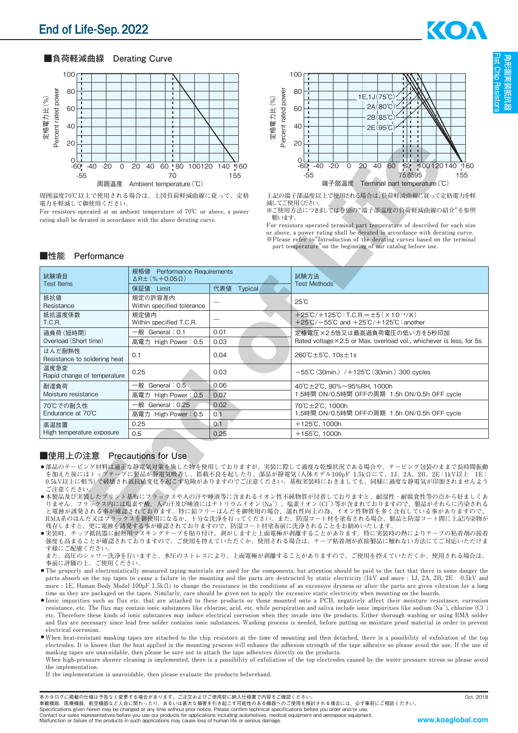End of Life-Sep. 2022

## ■負荷軽減曲線　Derating Curve

定格電力比 (%) Percent rated power

100
80
60
40
20
0
-60 -40 -20 0 20 40 60 80 100 120 140 160
-55 70 155

周囲温度　Ambient temperature (℃)

周囲温度70℃以上で使用される場合は、上図負荷軽減曲線に従って、定格電力を軽減して御使用ください。
For resistors operated at an ambient temperature of 70℃ or above, a power rating shall be derated in accordance with the above derating curve.

定格電力比 (%) Percent rated power

100
80
60
40
20
0
-60 -40 -20 0 20 40 60 80 100 120 140 160
-55 75 85 95 155

1E, 1J (75℃)
2A (80℃)
2B (85℃)
2E (95℃)

端子部温度　Terminal part temperature (℃)

上記の端子部温度以上で使用される場合は、負荷軽減曲線に従って定格電力を軽減してご使用ください。
※ご使用方法につきましては巻頭の"端子部温度の負荷軽減曲線の紹介"を参照願います。
For resistors operated terminal part temperature of described for each size or above, a power rating shall be derated in accordance with derating curve.
※Please refer to "Introduction of the derating curves based on the terminal part temperature" on the beginning of our catalog before use.

## ■性能　Performance

| 試験項目 Test Items | 規格値　Performance Requirements ΔR±(%+0.05Ω) | | 試験方法 Test Methods |
|---|---|---|---|
| | 保証値　Limit | 代表値　Typical | |
| 抵抗値 Resistance | 規定の許容差内 Within specified tolerance | — | 25℃ |
| 抵抗温度係数 T.C.R. | 規定値内 Within specified T.C.R. | — | +25℃/+125℃ : T.C.R.=±5 ($\times10^{-6}$/K) +25℃/−55℃ and +25℃/+125℃ : another |
| 過負荷 (短時間) Overload (Short time) | 一般　General : 0.1 | 0.01 | 定格電圧×2.5倍又は最高過負荷電圧の低い方を5秒印加 |
| | 高電力　High Power : 0.5 | 0.03 | Rated voltage×2.5 or Max. overload vol., whichever is less, for 5s |
| はんだ耐熱性 Resistance to soldering heat | 0.1 | 0.04 | 260℃±5℃, 10s±1s |
| 温度急変 Rapid change of temperature | 0.25 | 0.03 | −55℃ (30min.) /+125℃ (30min.) 300 cycles |
| 耐湿負荷 Moisture resistance | 一般　General : 0.5 | 0.06 | 40℃±2℃, 90%～95%RH, 1000h |
| | 高電力　High Power : 0.5 | 0.07 | 1.5時間 ON/0.5時間 OFFの周期　1.5h ON/0.5h OFF cycle |
| 70℃での耐久性 Endurance at 70℃ | 一般　General : 0.25 | 0.02 | 70℃±2℃, 1000h |
| | 高電力　High Power : 0.5 | 0.1 | 1.5時間 ON/0.5時間 OFFの周期　1.5h ON/0.5h OFF cycle |
| 高温放置 High temperature exposure | 0.25 | 0.1 | +125℃, 1000h |
| | 0.5 | 0.25 | +155℃, 1000h |

## ■使用上の注意　Precautions for Use

- 部品のテーピング材料は適正な静電気対策を施した物を使用しておりますが、実装に際して過度な乾燥状況である場合や、テーピング包装のままで長時間振動を加えた後にはトップテープに製品が静電気吸着し、搭載不良を起こしたり、部品が静電気(人体モデル100pF 1.5kΩにて、1J、2A、2B、2E：1kV以上　1E：0.5kV以上に相当)で破壊され抵抗値変化を起こす危険がありますのでご注意ください。基板実装時におきましても、同様に過度な静電気が印加されませんようご注意ください。
- 本製品及び実装したプリント基板にフラックスや人の汗や唾液等に含まれるイオン性不純物が付着しておりますと、耐湿性・耐腐食性等の点から好ましくありません。フラックス内には塩素や酸、人の汗及び唾液にはナトリウムイオン ($Na^+$)、塩素イオン ($Cl^-$) 等が含まれておりますので、製品がそれらに汚染されると電蝕が誘発される事が確認されております。特に鉛フリーはんだを御使用の場合、濡れ性向上の為、イオン性物質を多く含有している事がありますので、RMA系のはんだ又はフラックスを御使用になるか、十分な洗浄を行ってください。また、防湿コート材を塗布される場合、製品と防湿コート間に上記汚染物が残存しますと、更に電蝕を誘発する事が確認されておりますので、防湿コート材塗布前に洗浄されることをお勧めいたします。
- 実装時、チップ抵抗器に耐熱用マスキングテープを貼り付け、剥がしますと上面電極が剥離することがあります。特に実装時の熱によりテープの粘着剤の接着強度も高まることが確認されておりますので、ご使用を控えていただくか、使用される場合は、テープ粘着剤が直接製品に触れない方法にてご対応いただけますようご配慮ください。
  また、高圧のシャワー洗浄を行いますと、水圧のストレスにより、上面電極が剥離することがありますので、ご使用を控えていただくか、使用される場合は、事前に評価の上、ご使用ください。
- The properly and electrostatically measured taping materials are used for the components, but attention should be paid to the fact that there is some danger the parts absorb on the top tapes to cause a failure in the mounting and the parts are destructed by static electricity (1kV and more : 1J, 2A, 2B, 2E　0.5kV and more : 1E, Human Body Model 100pF 1.5kΩ) to change the resistance in the conditions of an excessive dryness or after the parts are given vibration for a long time as they are packaged on the tapes. Similarly, care should be given not to apply the excessive static electricity when mounting on the boards.
- Ionic impurities such as flux etc. that are attached to these products or those mounted onto a PCB, negatively affect their moisture resistance, corrosion resistance, etc. The flux may contain ionic impurities like chlorine, acid, etc. while perspiration and saliva include ionic impurities like sodium ($Na^+$), chlorine ($Cl^-$) etc. Therefore these kinds of ionic substances may induce electrical corrosion when they invade into the products. Either thorough washing or using RMA solder and flux are necessary since lead free solder contains ionic substances. Washing process is needed, before putting on moisture proof material in order to prevent electrical corrosion.
- When heat-resistant masking tapes are attached to the chip resistors at the time of mounting and then detached, there is a possibility of exfoliation of the top electrodes. It is known that the heat applied in the mounting process will enhance the adhesion strength of the tape adhesive so please avoid the use. If the use of masking tapes are unavoidable, then please be sure not to attach the tape adhesives directly on the products.
  When high-pressure shower cleaning is implemented, there is a possibility of exfoliation of the top electrodes caused by the water pressure stress so please avoid the implementation.
  If the implementation is unavoidable, then please evaluate the products beforehand.

本カタログに掲載の仕様は予告なく変更する場合があります。ご注文およびご使用前に納入仕様書で内容をご確認ください。
車載機器、医療機器、航空機器など人命に関わったり、あるいは甚大な損害を引き起こす可能性のある機器へのご使用を検討される場合には、必ず事前にご相談ください。
Specifications given herein may be changed at any time without prior notice. Please confirm technical specifications before you order and/or use.
Contact our sales representatives before you use our products for applications including automotives, medical equipment and aerospace equipment.
Malfunction or failure of the products in such applications may cause loss of human life or serious damage.

Oct. 2018